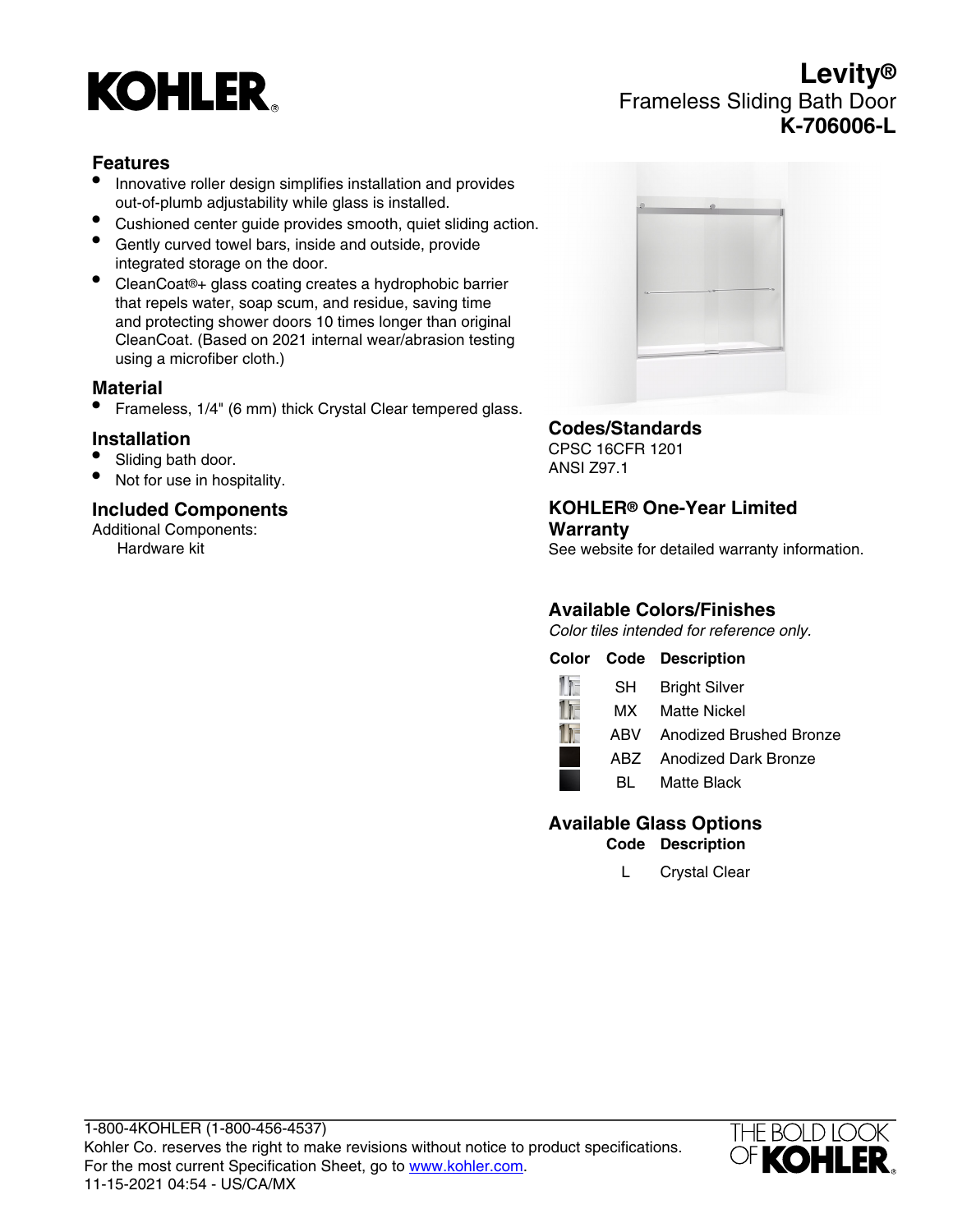# KOHLER

# Levity®
## Frameless Sliding Bath Door
## K-706006-L

### Features

- Innovative roller design simplifies installation and provides out-of-plumb adjustability while glass is installed.
- Cushioned center guide provides smooth, quiet sliding action.
- Gently curved towel bars, inside and outside, provide integrated storage on the door.
- CleanCoat®+ glass coating creates a hydrophobic barrier that repels water, soap scum, and residue, saving time and protecting shower doors 10 times longer than original CleanCoat. (Based on 2021 internal wear/abrasion testing using a microfiber cloth.)

### Material

- Frameless, 1/4" (6 mm) thick Crystal Clear tempered glass.

### Installation

- Sliding bath door.
- Not for use in hospitality.

### Included Components

Additional Components:
Hardware kit

### Codes/Standards

CPSC 16CFR 1201
ANSI Z97.1

### KOHLER® One-Year Limited Warranty

See website for detailed warranty information.

### Available Colors/Finishes

*Color tiles intended for reference only.*

| Color | Code | Description |
|---|---|---|
| | SH | Bright Silver |
| | MX | Matte Nickel |
| | ABV | Anodized Brushed Bronze |
| | ABZ | Anodized Dark Bronze |
| | BL | Matte Black |

### Available Glass Options

| Code | Description |
|---|---|
| L | Crystal Clear |

1-800-4KOHLER (1-800-456-4537)
Kohler Co. reserves the right to make revisions without notice to product specifications.
For the most current Specification Sheet, go to www.kohler.com.
11-15-2021 04:54 - US/CA/MX

THE BOLD LOOK OF KOHLER®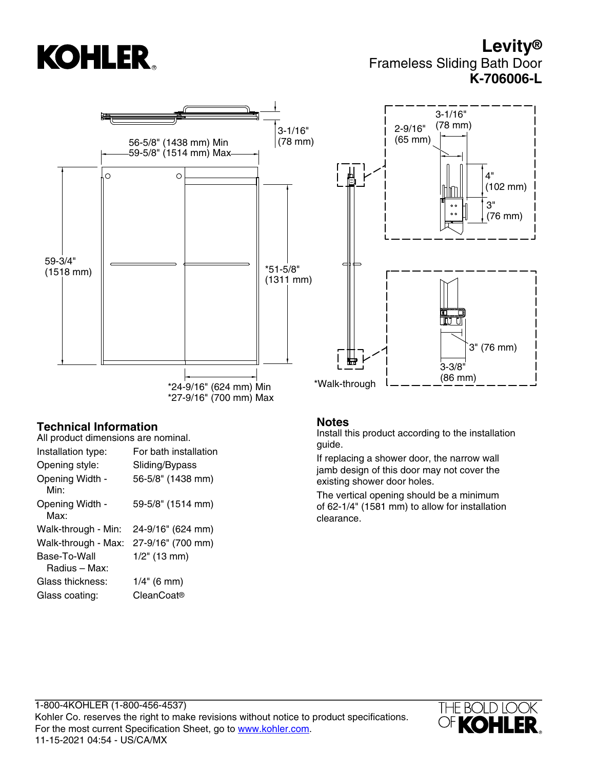# KOHLER

**Levity®**
Frameless Sliding Bath Door
**K-706006-L**

3-1/16"
(78 mm)

56-5/8" (1438 mm) Min
59-5/8" (1514 mm) Max

59-3/4"
(1518 mm)

*51-5/8"
(1311 mm)

*24-9/16" (624 mm) Min
*27-9/16" (700 mm) Max

*Walk-through

2-9/16"
(65 mm)

3-1/16"
(78 mm)

4"
(102 mm)

3"
(76 mm)

3" (76 mm)

3-3/8"
(86 mm)

## Technical Information

All product dimensions are nominal.

| | |
|---|---|
| Installation type: | For bath installation |
| Opening style: | Sliding/Bypass |
| Opening Width - Min: | 56-5/8" (1438 mm) |
| Opening Width - Max: | 59-5/8" (1514 mm) |
| Walk-through - Min: | 24-9/16" (624 mm) |
| Walk-through - Max: | 27-9/16" (700 mm) |
| Base-To-Wall Radius – Max: | 1/2" (13 mm) |
| Glass thickness: | 1/4" (6 mm) |
| Glass coating: | CleanCoat® |

## Notes

Install this product according to the installation guide.

If replacing a shower door, the narrow wall jamb design of this door may not cover the existing shower door holes.

The vertical opening should be a minimum of 62-1/4" (1581 mm) to allow for installation clearance.

1-800-4KOHLER (1-800-456-4537)
Kohler Co. reserves the right to make revisions without notice to product specifications.
For the most current Specification Sheet, go to www.kohler.com.
11-15-2021 04:54 - US/CA/MX

THE BOLD LOOK OF KOHLER.